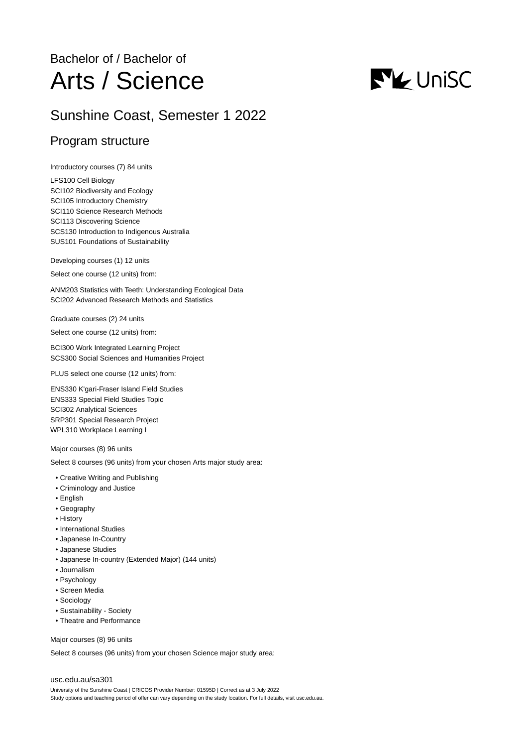Bachelor of / Bachelor of

# Arts / Science

## Sunshine Coast, Semester 1 2022

### Program structure

Introductory courses (7) 84 units

LFS100 Cell Biology
SCI102 Biodiversity and Ecology
SCI105 Introductory Chemistry
SCI110 Science Research Methods
SCI113 Discovering Science
SCS130 Introduction to Indigenous Australia
SUS101 Foundations of Sustainability

Developing courses (1) 12 units

Select one course (12 units) from:

ANM203 Statistics with Teeth: Understanding Ecological Data
SCI202 Advanced Research Methods and Statistics

Graduate courses (2) 24 units

Select one course (12 units) from:

BCI300 Work Integrated Learning Project
SCS300 Social Sciences and Humanities Project

PLUS select one course (12 units) from:

ENS330 K'gari-Fraser Island Field Studies
ENS333 Special Field Studies Topic
SCI302 Analytical Sciences
SRP301 Special Research Project
WPL310 Workplace Learning I

Major courses (8) 96 units

Select 8 courses (96 units) from your chosen Arts major study area:

- Creative Writing and Publishing
- Criminology and Justice
- English
- Geography
- History
- International Studies
- Japanese In-Country
- Japanese Studies
- Japanese In-country (Extended Major) (144 units)
- Journalism
- Psychology
- Screen Media
- Sociology
- Sustainability - Society
- Theatre and Performance

Major courses (8) 96 units

Select 8 courses (96 units) from your chosen Science major study area:

usc.edu.au/sa301

University of the Sunshine Coast | CRICOS Provider Number: 01595D | Correct as at 3 July 2022
Study options and teaching period of offer can vary depending on the study location. For full details, visit usc.edu.au.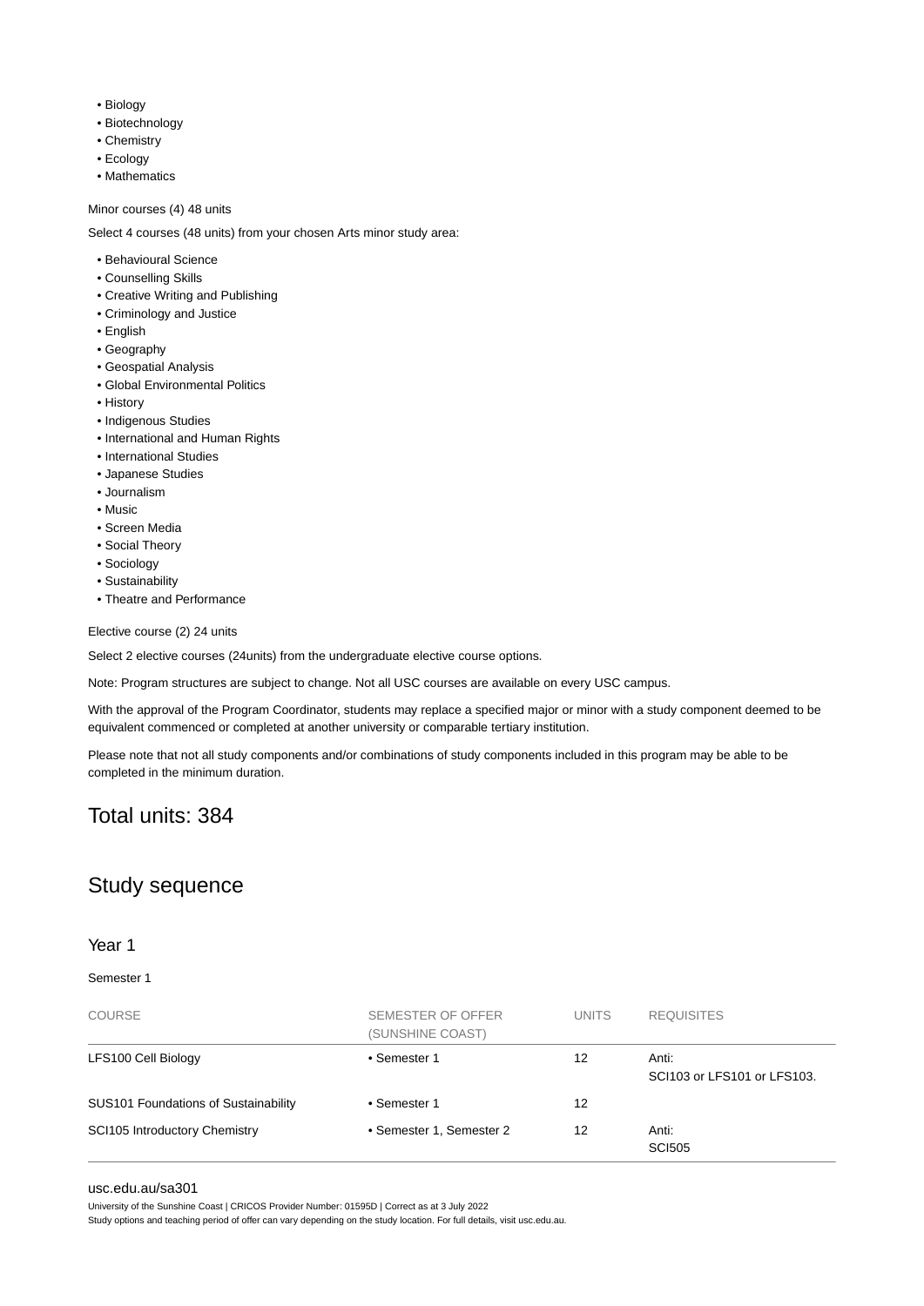- Biology
- Biotechnology
- Chemistry
- Ecology
- Mathematics

Minor courses (4) 48 units

Select 4 courses (48 units) from your chosen Arts minor study area:

- Behavioural Science
- Counselling Skills
- Creative Writing and Publishing
- Criminology and Justice
- English
- Geography
- Geospatial Analysis
- Global Environmental Politics
- History
- Indigenous Studies
- International and Human Rights
- International Studies
- Japanese Studies
- Journalism
- Music
- Screen Media
- Social Theory
- Sociology
- Sustainability
- Theatre and Performance

Elective course (2) 24 units

Select 2 elective courses (24units) from the undergraduate elective course options.

Note: Program structures are subject to change. Not all USC courses are available on every USC campus.

With the approval of the Program Coordinator, students may replace a specified major or minor with a study component deemed to be equivalent commenced or completed at another university or comparable tertiary institution.

Please note that not all study components and/or combinations of study components included in this program may be able to be completed in the minimum duration.

## Total units: 384

## Study sequence

### Year 1

Semester 1

| COURSE | SEMESTER OF OFFER (SUNSHINE COAST) | UNITS | REQUISITES |
|---|---|---|---|
| LFS100 Cell Biology | • Semester 1 | 12 | Anti: SCI103 or LFS101 or LFS103. |
| SUS101 Foundations of Sustainability | • Semester 1 | 12 | |
| SCI105 Introductory Chemistry | • Semester 1, Semester 2 | 12 | Anti: SCI505 |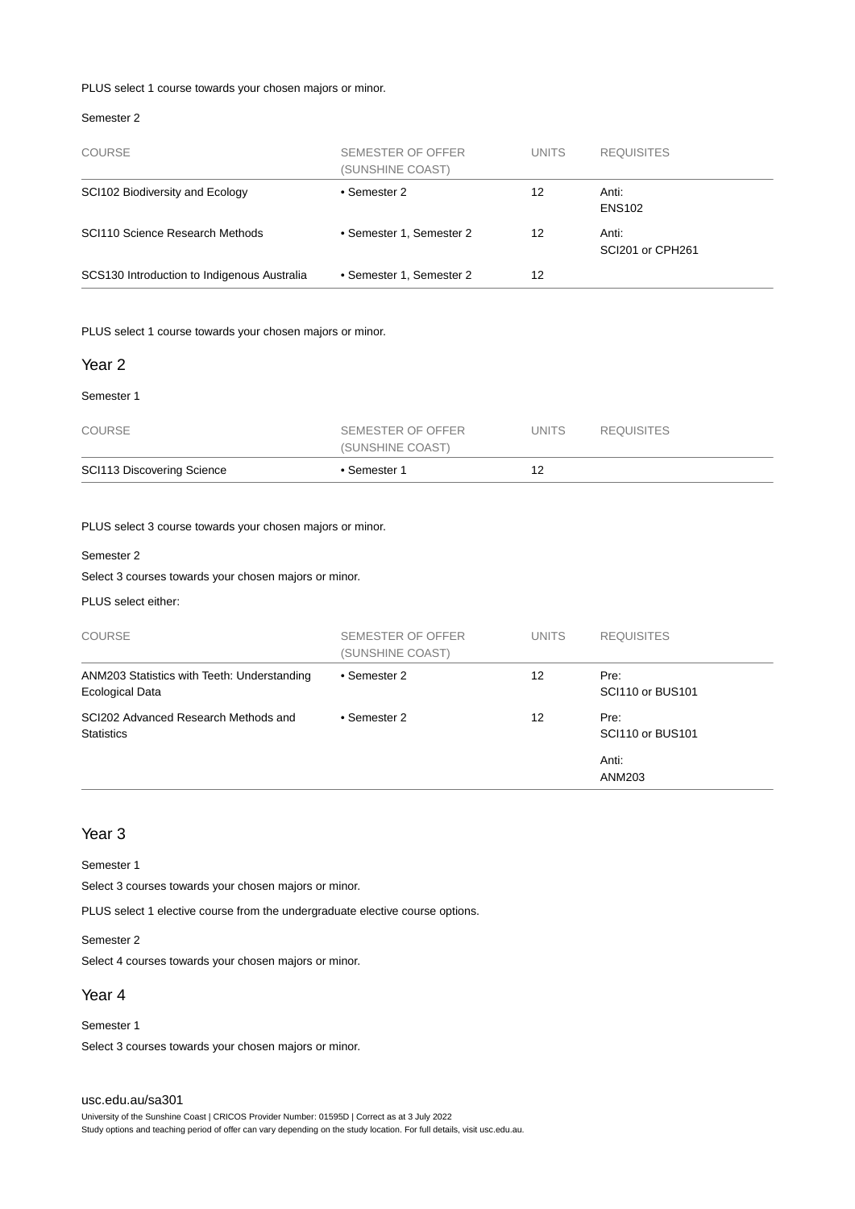PLUS select 1 course towards your chosen majors or minor.

Semester 2

| COURSE | SEMESTER OF OFFER (SUNSHINE COAST) | UNITS | REQUISITES |
|---|---|---|---|
| SCI102 Biodiversity and Ecology | • Semester 2 | 12 | Anti: ENS102 |
| SCI110 Science Research Methods | • Semester 1, Semester 2 | 12 | Anti: SCI201 or CPH261 |
| SCS130 Introduction to Indigenous Australia | • Semester 1, Semester 2 | 12 | |

PLUS select 1 course towards your chosen majors or minor.

## Year 2

Semester 1

| COURSE | SEMESTER OF OFFER (SUNSHINE COAST) | UNITS | REQUISITES |
|---|---|---|---|
| SCI113 Discovering Science | • Semester 1 | 12 | |

PLUS select 3 course towards your chosen majors or minor.

Semester 2

Select 3 courses towards your chosen majors or minor.

PLUS select either:

| COURSE | SEMESTER OF OFFER (SUNSHINE COAST) | UNITS | REQUISITES |
|---|---|---|---|
| ANM203 Statistics with Teeth: Understanding Ecological Data | • Semester 2 | 12 | Pre: SCI110 or BUS101 |
| SCI202 Advanced Research Methods and Statistics | • Semester 2 | 12 | Pre: SCI110 or BUS101<br>Anti: ANM203 |

## Year 3

Semester 1

Select 3 courses towards your chosen majors or minor.

PLUS select 1 elective course from the undergraduate elective course options.

Semester 2

Select 4 courses towards your chosen majors or minor.

## Year 4

Semester 1

Select 3 courses towards your chosen majors or minor.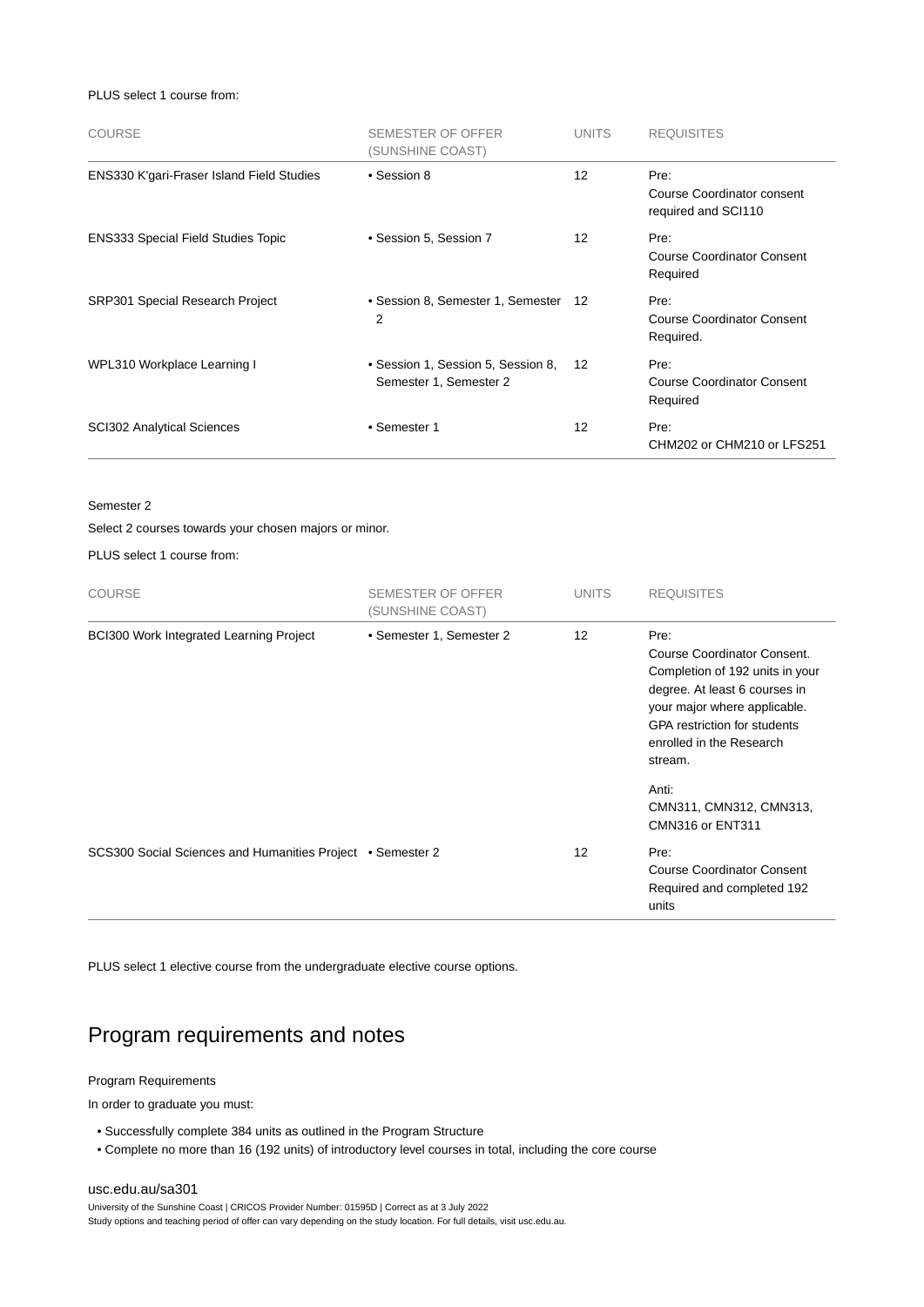PLUS select 1 course from:

| COURSE | SEMESTER OF OFFER (SUNSHINE COAST) | UNITS | REQUISITES |
|---|---|---|---|
| ENS330 K'gari-Fraser Island Field Studies | • Session 8 | 12 | Pre: Course Coordinator consent required and SCI110 |
| ENS333 Special Field Studies Topic | • Session 5, Session 7 | 12 | Pre: Course Coordinator Consent Required |
| SRP301 Special Research Project | • Session 8, Semester 1, Semester 2 | 12 | Pre: Course Coordinator Consent Required. |
| WPL310 Workplace Learning I | • Session 1, Session 5, Session 8, Semester 1, Semester 2 | 12 | Pre: Course Coordinator Consent Required |
| SCI302 Analytical Sciences | • Semester 1 | 12 | Pre: CHM202 or CHM210 or LFS251 |

Semester 2

Select 2 courses towards your chosen majors or minor.

PLUS select 1 course from:

| COURSE | SEMESTER OF OFFER (SUNSHINE COAST) | UNITS | REQUISITES |
|---|---|---|---|
| BCI300 Work Integrated Learning Project | • Semester 1, Semester 2 | 12 | Pre: Course Coordinator Consent. Completion of 192 units in your degree. At least 6 courses in your major where applicable. GPA restriction for students enrolled in the Research stream. Anti: CMN311, CMN312, CMN313, CMN316 or ENT311 |
| SCS300 Social Sciences and Humanities Project | • Semester 2 | 12 | Pre: Course Coordinator Consent Required and completed 192 units |

PLUS select 1 elective course from the undergraduate elective course options.

## Program requirements and notes

Program Requirements

In order to graduate you must:

- Successfully complete 384 units as outlined in the Program Structure
- Complete no more than 16 (192 units) of introductory level courses in total, including the core course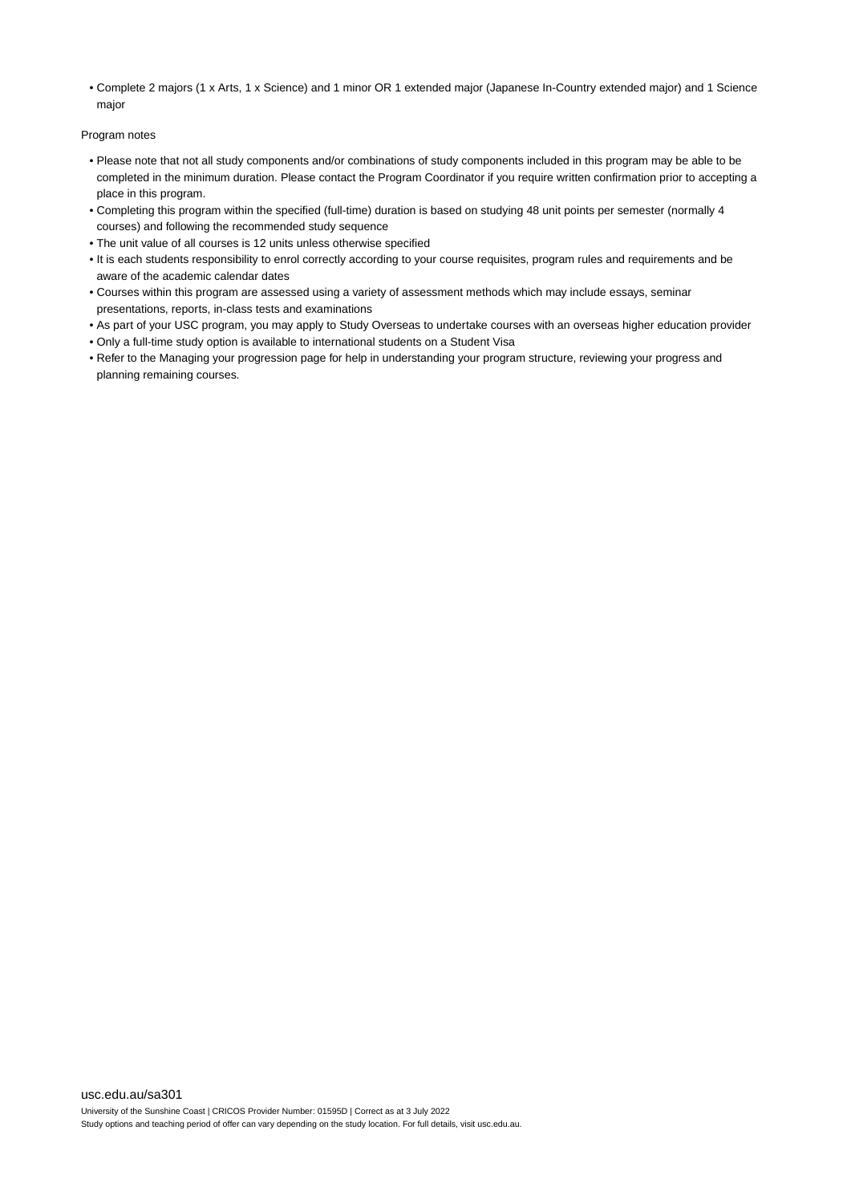- Complete 2 majors (1 x Arts, 1 x Science) and 1 minor OR 1 extended major (Japanese In-Country extended major) and 1 Science major

Program notes

- Please note that not all study components and/or combinations of study components included in this program may be able to be completed in the minimum duration. Please contact the Program Coordinator if you require written confirmation prior to accepting a place in this program.
- Completing this program within the specified (full-time) duration is based on studying 48 unit points per semester (normally 4 courses) and following the recommended study sequence
- The unit value of all courses is 12 units unless otherwise specified
- It is each students responsibility to enrol correctly according to your course requisites, program rules and requirements and be aware of the academic calendar dates
- Courses within this program are assessed using a variety of assessment methods which may include essays, seminar presentations, reports, in-class tests and examinations
- As part of your USC program, you may apply to Study Overseas to undertake courses with an overseas higher education provider
- Only a full-time study option is available to international students on a Student Visa
- Refer to the Managing your progression page for help in understanding your program structure, reviewing your progress and planning remaining courses.